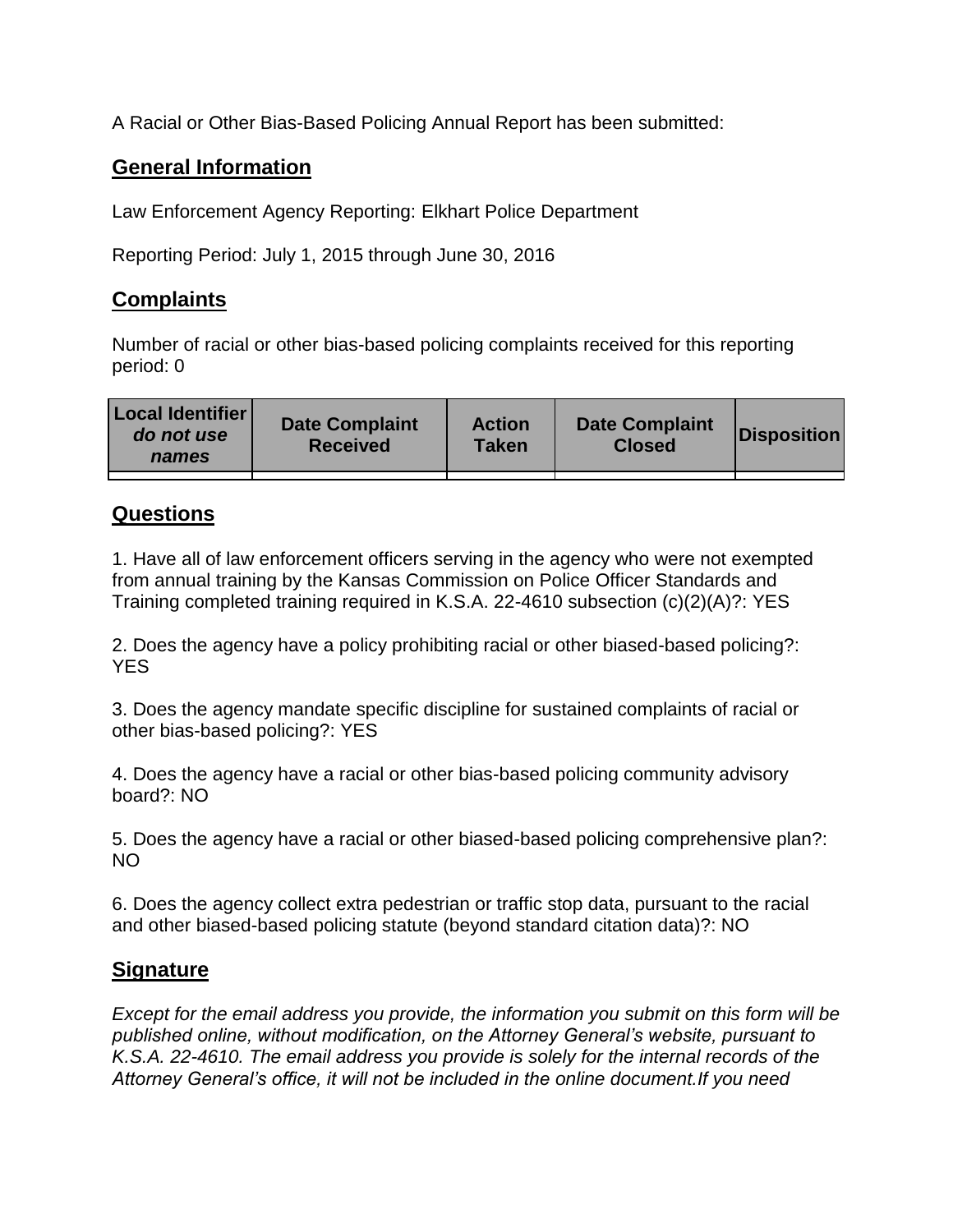A Racial or Other Bias-Based Policing Annual Report has been submitted:

## General Information

Law Enforcement Agency Reporting: Elkhart Police Department

Reporting Period: July 1, 2015 through June 30, 2016

## Complaints

Number of racial or other bias-based policing complaints received for this reporting period: 0

| **Local Identifier** *do not use names* | **Date Complaint Received** | **Action Taken** | **Date Complaint Closed** | **Disposition** |
|---|---|---|---|---|
| | | | | |

## Questions

1. Have all of law enforcement officers serving in the agency who were not exempted from annual training by the Kansas Commission on Police Officer Standards and Training completed training required in K.S.A. 22-4610 subsection (c)(2)(A)?: YES

2. Does the agency have a policy prohibiting racial or other biased-based policing?: YES

3. Does the agency mandate specific discipline for sustained complaints of racial or other bias-based policing?: YES

4. Does the agency have a racial or other bias-based policing community advisory board?: NO

5. Does the agency have a racial or other biased-based policing comprehensive plan?: NO

6. Does the agency collect extra pedestrian or traffic stop data, pursuant to the racial and other biased-based policing statute (beyond standard citation data)?: NO

## Signature

*Except for the email address you provide, the information you submit on this form will be published online, without modification, on the Attorney General's website, pursuant to K.S.A. 22-4610. The email address you provide is solely for the internal records of the Attorney General's office, it will not be included in the online document.If you need*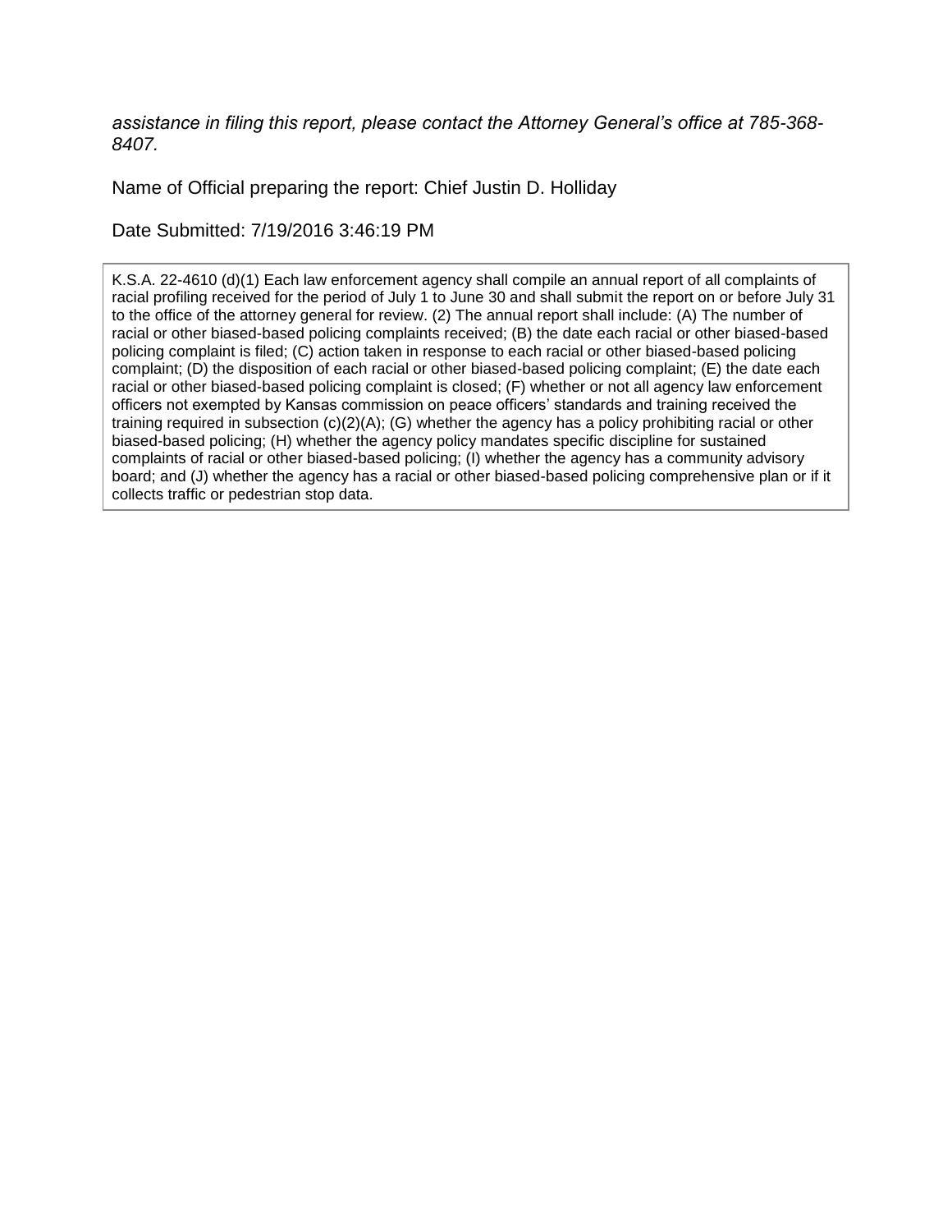*assistance in filing this report, please contact the Attorney General's office at 785-368-8407.*

Name of Official preparing the report: Chief Justin D. Holliday

Date Submitted: 7/19/2016 3:46:19 PM

K.S.A. 22-4610 (d)(1) Each law enforcement agency shall compile an annual report of all complaints of racial profiling received for the period of July 1 to June 30 and shall submit the report on or before July 31 to the office of the attorney general for review. (2) The annual report shall include: (A) The number of racial or other biased-based policing complaints received; (B) the date each racial or other biased-based policing complaint is filed; (C) action taken in response to each racial or other biased-based policing complaint; (D) the disposition of each racial or other biased-based policing complaint; (E) the date each racial or other biased-based policing complaint is closed; (F) whether or not all agency law enforcement officers not exempted by Kansas commission on peace officers' standards and training received the training required in subsection (c)(2)(A); (G) whether the agency has a policy prohibiting racial or other biased-based policing; (H) whether the agency policy mandates specific discipline for sustained complaints of racial or other biased-based policing; (I) whether the agency has a community advisory board; and (J) whether the agency has a racial or other biased-based policing comprehensive plan or if it collects traffic or pedestrian stop data.